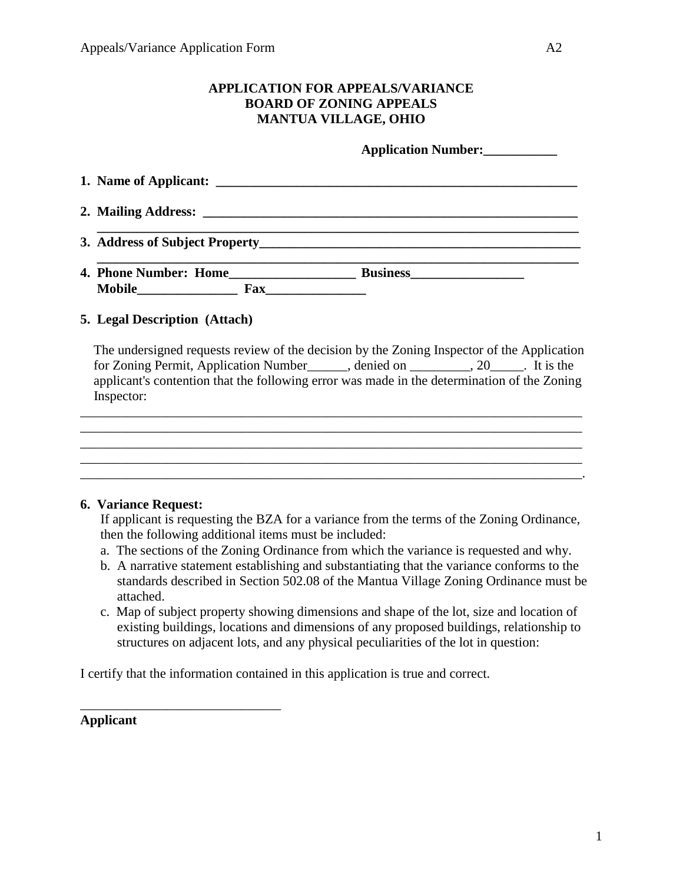## APPLICATION FOR APPEALS/VARIANCE
## BOARD OF ZONING APPEALS
## MANTUA VILLAGE, OHIO

**Application Number:___________**

**1. Name of Applicant: _______________________________________________________**

**2. Mailing Address: __________________________________________________________**
**__________________________________________________________________________**

**3. Address of Subject Property_________________________________________________**
**__________________________________________________________________________**

**4. Phone Number: Home___________________ Business_________________**
**Mobile_______________ Fax_______________**

**5. Legal Description (Attach)**

The undersigned requests review of the decision by the Zoning Inspector of the Application for Zoning Permit, Application Number______, denied on _________, 20_____. It is the applicant's contention that the following error was made in the determination of the Zoning Inspector:

_____________________________________________________________________________
_____________________________________________________________________________
_____________________________________________________________________________
_____________________________________________________________________________
_____________________________________________________________________________.

**6. Variance Request:**

If applicant is requesting the BZA for a variance from the terms of the Zoning Ordinance, then the following additional items must be included:

a. The sections of the Zoning Ordinance from which the variance is requested and why.

b. A narrative statement establishing and substantiating that the variance conforms to the standards described in Section 502.08 of the Mantua Village Zoning Ordinance must be attached.

c. Map of subject property showing dimensions and shape of the lot, size and location of existing buildings, locations and dimensions of any proposed buildings, relationship to structures on adjacent lots, and any physical peculiarities of the lot in question:

I certify that the information contained in this application is true and correct.

______________________________
**Applicant**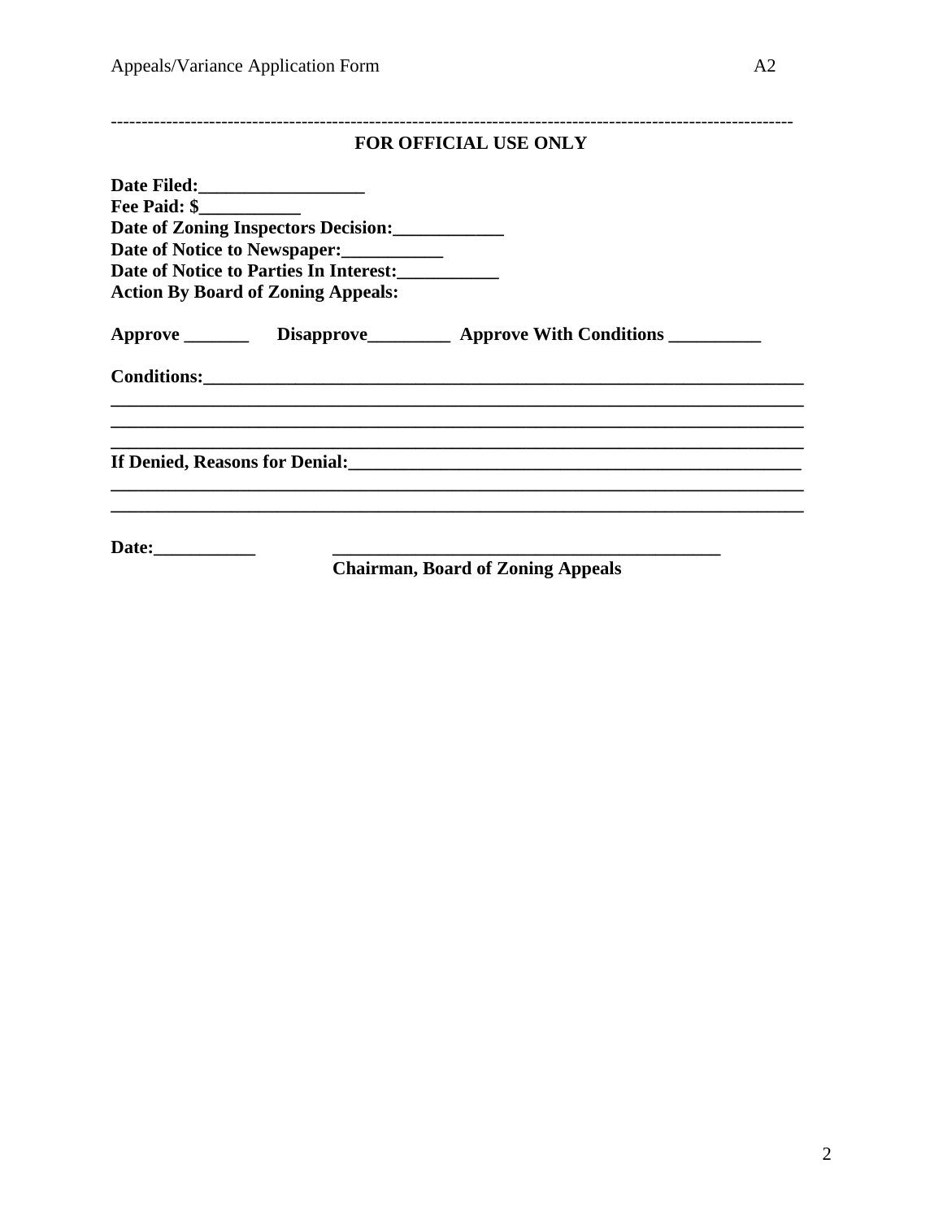---

**FOR OFFICIAL USE ONLY**

**Date Filed:__________________**
**Fee Paid: $___________**
**Date of Zoning Inspectors Decision:____________**
**Date of Notice to Newspaper:___________**
**Date of Notice to Parties In Interest:___________**
**Action By Board of Zoning Appeals:**

**Approve _______ Disapprove_________ Approve With Conditions __________**

**Conditions:_____________________________________________________________________**
**_____________________________________________________________________________**
**_____________________________________________________________________________**
**_____________________________________________________________________________**

**If Denied, Reasons for Denial:_____________________________________________________**
**_____________________________________________________________________________**
**_____________________________________________________________________________**

**Date:___________ ___________________________________________**
**Chairman, Board of Zoning Appeals**